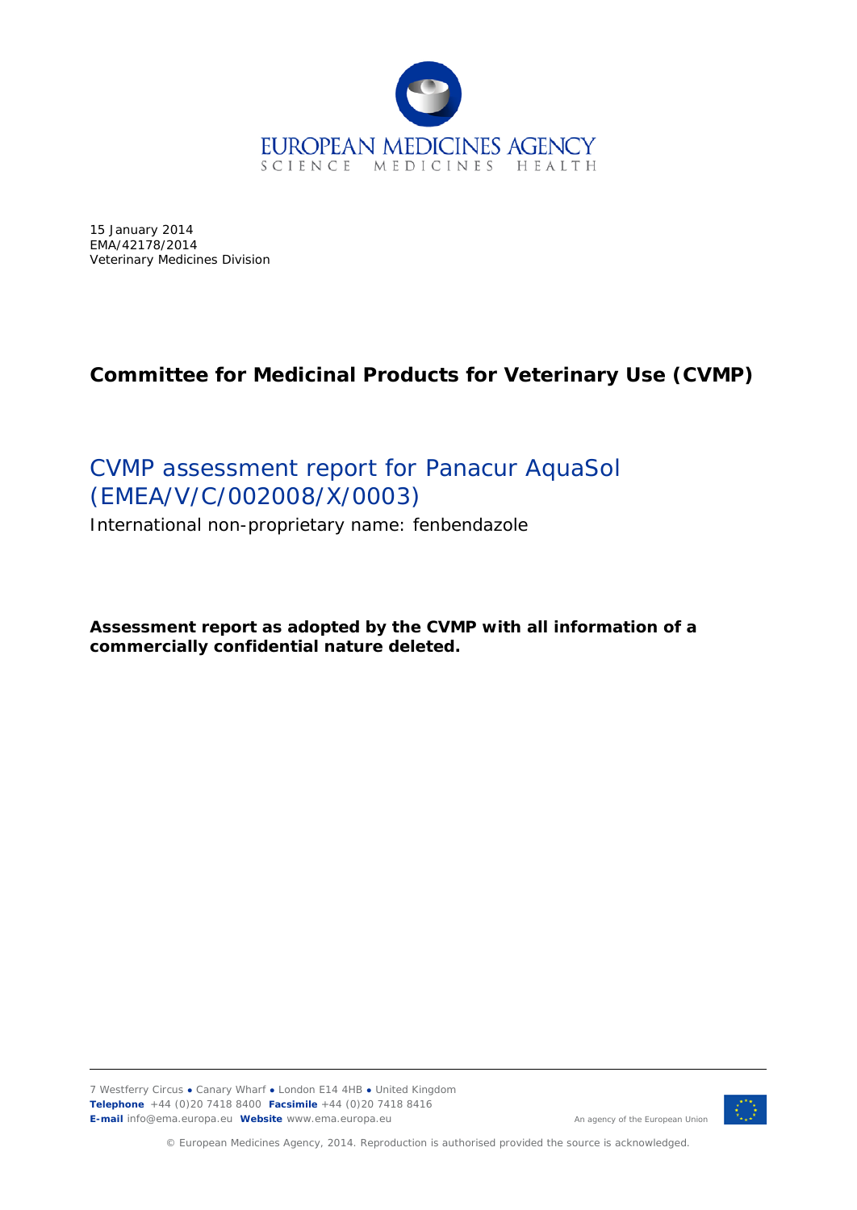EUROPEAN MEDICINES AGENCY
SCIENCE MEDICINES HEALTH

15 January 2014
EMA/42178/2014
Veterinary Medicines Division

**Committee for Medicinal Products for Veterinary Use (CVMP)**

# CVMP assessment report for Panacur AquaSol (EMEA/V/C/002008/X/0003)

International non-proprietary name: fenbendazole

**Assessment report as adopted by the CVMP with all information of a commercially confidential nature deleted.**

7 Westferry Circus ● Canary Wharf ● London E14 4HB ● United Kingdom
**Telephone** +44 (0)20 7418 8400 **Facsimile** +44 (0)20 7418 8416
**E-mail** info@ema.europa.eu **Website** www.ema.europa.eu

An agency of the European Union

© European Medicines Agency, 2014. Reproduction is authorised provided the source is acknowledged.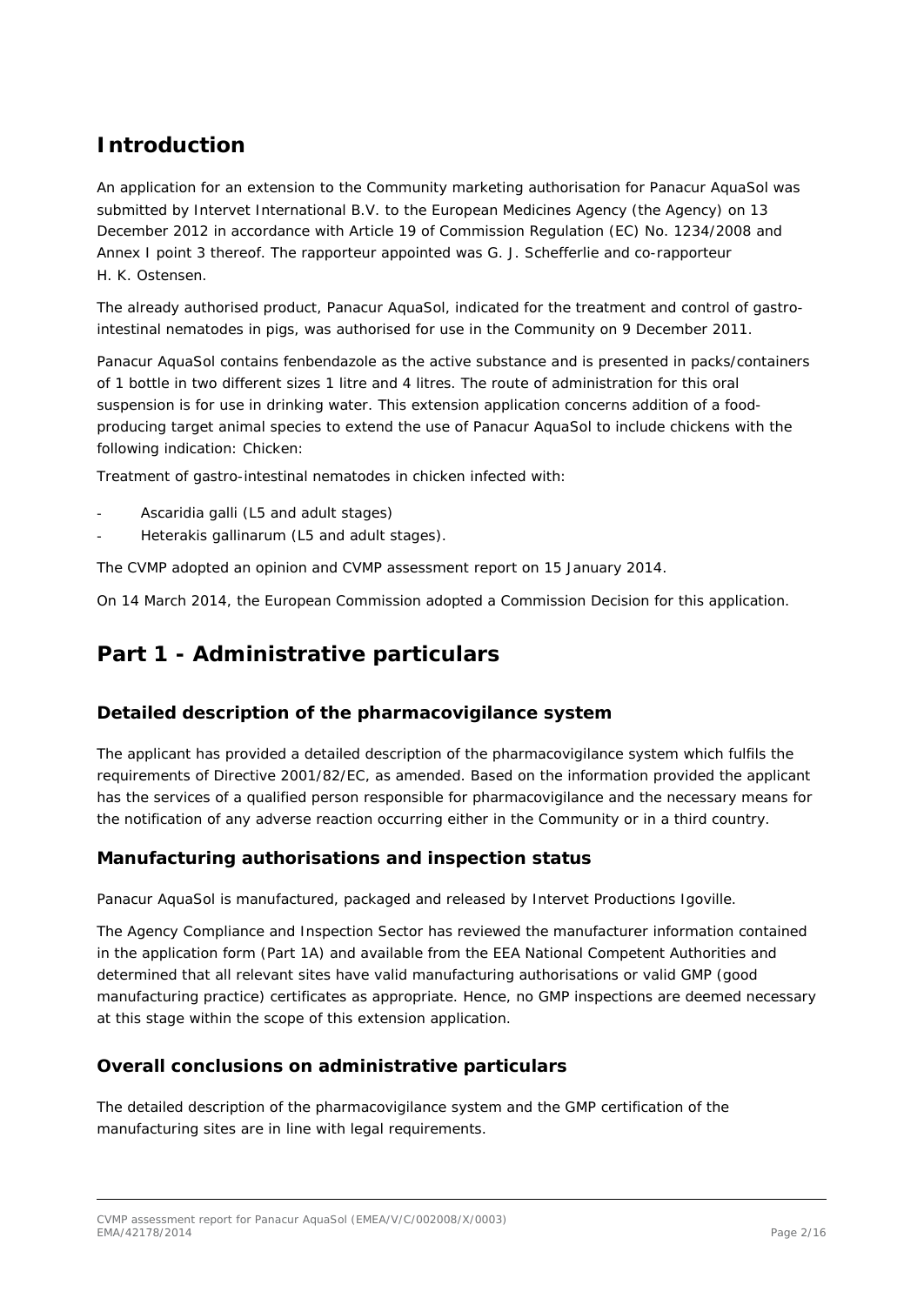# Introduction

An application for an extension to the Community marketing authorisation for Panacur AquaSol was submitted by Intervet International B.V. to the European Medicines Agency (the Agency) on 13 December 2012 in accordance with Article 19 of Commission Regulation (EC) No. 1234/2008 and Annex I point 3 thereof. The rapporteur appointed was G. J. Schefferlie and co-rapporteur H. K. Ostensen.

The already authorised product, Panacur AquaSol, indicated for the treatment and control of gastro-intestinal nematodes in pigs, was authorised for use in the Community on 9 December 2011.

Panacur AquaSol contains fenbendazole as the active substance and is presented in packs/containers of 1 bottle in two different sizes 1 litre and 4 litres. The route of administration for this oral suspension is for use in drinking water. This extension application concerns addition of a food-producing target animal species to extend the use of Panacur AquaSol to include chickens with the following indication: Chicken:

Treatment of gastro-intestinal nematodes in chicken infected with:

- Ascaridia galli (L5 and adult stages)
- Heterakis gallinarum (L5 and adult stages).

The CVMP adopted an opinion and CVMP assessment report on 15 January 2014.

On 14 March 2014, the European Commission adopted a Commission Decision for this application.

# Part 1 - Administrative particulars

## Detailed description of the pharmacovigilance system

The applicant has provided a detailed description of the pharmacovigilance system which fulfils the requirements of Directive 2001/82/EC, as amended. Based on the information provided the applicant has the services of a qualified person responsible for pharmacovigilance and the necessary means for the notification of any adverse reaction occurring either in the Community or in a third country.

## Manufacturing authorisations and inspection status

Panacur AquaSol is manufactured, packaged and released by Intervet Productions Igoville.

The Agency Compliance and Inspection Sector has reviewed the manufacturer information contained in the application form (Part 1A) and available from the EEA National Competent Authorities and determined that all relevant sites have valid manufacturing authorisations or valid GMP (good manufacturing practice) certificates as appropriate. Hence, no GMP inspections are deemed necessary at this stage within the scope of this extension application.

## Overall conclusions on administrative particulars

The detailed description of the pharmacovigilance system and the GMP certification of the manufacturing sites are in line with legal requirements.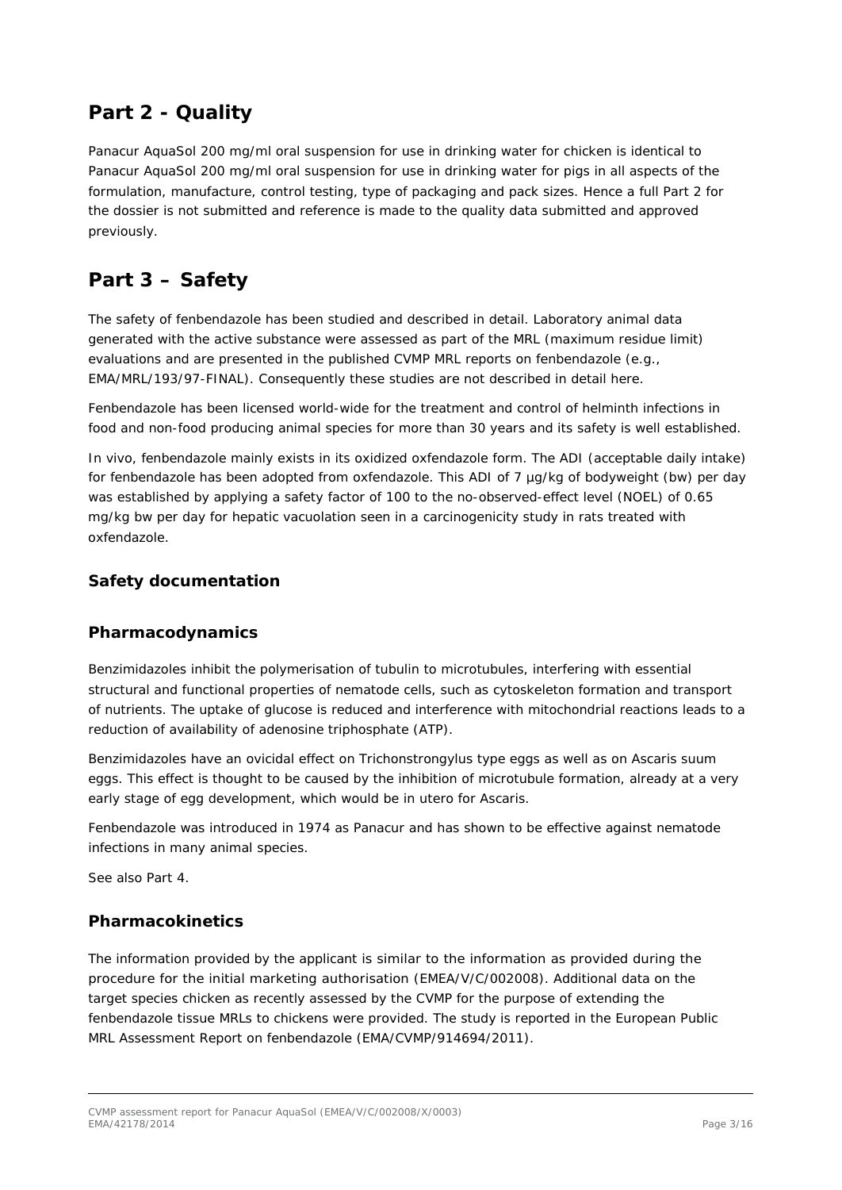# Part 2 - Quality

Panacur AquaSol 200 mg/ml oral suspension for use in drinking water for chicken is identical to Panacur AquaSol 200 mg/ml oral suspension for use in drinking water for pigs in all aspects of the formulation, manufacture, control testing, type of packaging and pack sizes. Hence a full Part 2 for the dossier is not submitted and reference is made to the quality data submitted and approved previously.

# Part 3 – Safety

The safety of fenbendazole has been studied and described in detail. Laboratory animal data generated with the active substance were assessed as part of the MRL (maximum residue limit) evaluations and are presented in the published CVMP MRL reports on fenbendazole (e.g., EMEA/MRL/193/97-FINAL). Consequently these studies are not described in detail here.

Fenbendazole has been licensed world-wide for the treatment and control of helminth infections in food and non-food producing animal species for more than 30 years and its safety is well established.

In vivo, fenbendazole mainly exists in its oxidized oxfendazole form. The ADI (acceptable daily intake) for fenbendazole has been adopted from oxfendazole. This ADI of 7 µg/kg of bodyweight (bw) per day was established by applying a safety factor of 100 to the no-observed-effect level (NOEL) of 0.65 mg/kg bw per day for hepatic vacuolation seen in a carcinogenicity study in rats treated with oxfendazole.

## Safety documentation

### Pharmacodynamics

Benzimidazoles inhibit the polymerisation of tubulin to microtubules, interfering with essential structural and functional properties of nematode cells, such as cytoskeleton formation and transport of nutrients. The uptake of glucose is reduced and interference with mitochondrial reactions leads to a reduction of availability of adenosine triphosphate (ATP).

Benzimidazoles have an ovicidal effect on Trichonstrongylus type eggs as well as on Ascaris suum eggs. This effect is thought to be caused by the inhibition of microtubule formation, already at a very early stage of egg development, which would be in utero for Ascaris.

Fenbendazole was introduced in 1974 as Panacur and has shown to be effective against nematode infections in many animal species.

See also Part 4.

### Pharmacokinetics

The information provided by the applicant is similar to the information as provided during the procedure for the initial marketing authorisation (EMEA/V/C/002008). Additional data on the target species chicken as recently assessed by the CVMP for the purpose of extending the fenbendazole tissue MRLs to chickens were provided. The study is reported in the European Public MRL Assessment Report on fenbendazole (EMA/CVMP/914694/2011).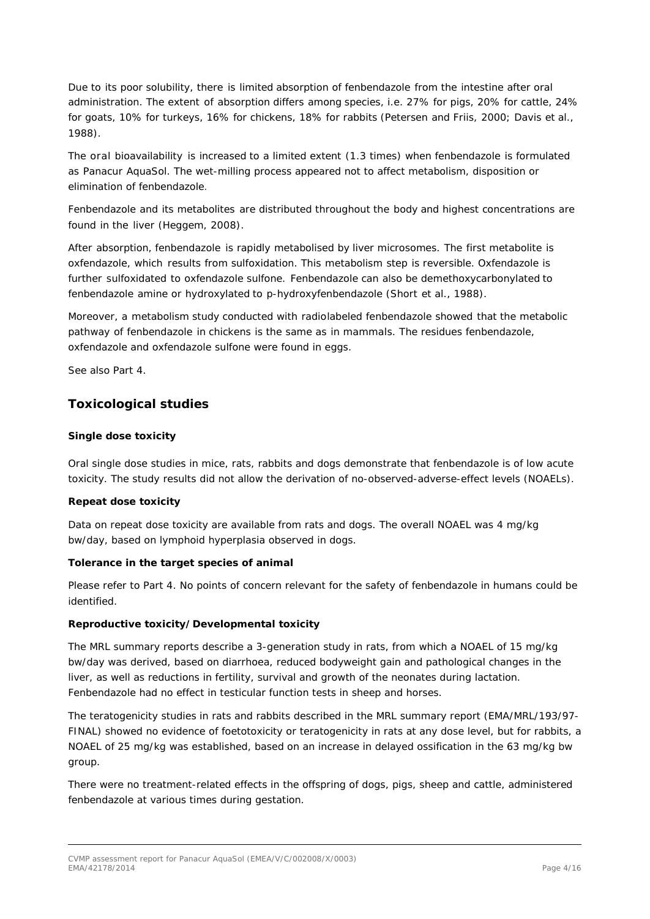Due to its poor solubility, there is limited absorption of fenbendazole from the intestine after oral administration. The extent of absorption differs among species, i.e. 27% for pigs, 20% for cattle, 24% for goats, 10% for turkeys, 16% for chickens, 18% for rabbits (Petersen and Friis, 2000; Davis et al., 1988).

The oral bioavailability is increased to a limited extent (1.3 times) when fenbendazole is formulated as Panacur AquaSol. The wet-milling process appeared not to affect metabolism, disposition or elimination of fenbendazole.

Fenbendazole and its metabolites are distributed throughout the body and highest concentrations are found in the liver (Heggem, 2008).

After absorption, fenbendazole is rapidly metabolised by liver microsomes. The first metabolite is oxfendazole, which results from sulfoxidation. This metabolism step is reversible. Oxfendazole is further sulfoxidated to oxfendazole sulfone. Fenbendazole can also be demethoxycarbonylated to fenbendazole amine or hydroxylated to p-hydroxyfenbendazole (Short et al., 1988).

Moreover, a metabolism study conducted with radiolabeled fenbendazole showed that the metabolic pathway of fenbendazole in chickens is the same as in mammals. The residues fenbendazole, oxfendazole and oxfendazole sulfone were found in eggs.

See also Part 4.

## Toxicological studies

### Single dose toxicity

Oral single dose studies in mice, rats, rabbits and dogs demonstrate that fenbendazole is of low acute toxicity. The study results did not allow the derivation of no-observed-adverse-effect levels (NOAELs).

### Repeat dose toxicity

Data on repeat dose toxicity are available from rats and dogs. The overall NOAEL was 4 mg/kg bw/day, based on lymphoid hyperplasia observed in dogs.

### Tolerance in the target species of animal

Please refer to Part 4. No points of concern relevant for the safety of fenbendazole in humans could be identified.

### Reproductive toxicity/Developmental toxicity

The MRL summary reports describe a 3-generation study in rats, from which a NOAEL of 15 mg/kg bw/day was derived, based on diarrhoea, reduced bodyweight gain and pathological changes in the liver, as well as reductions in fertility, survival and growth of the neonates during lactation. Fenbendazole had no effect in testicular function tests in sheep and horses.

The teratogenicity studies in rats and rabbits described in the MRL summary report (EMA/MRL/193/97-FINAL) showed no evidence of foetotoxicity or teratogenicity in rats at any dose level, but for rabbits, a NOAEL of 25 mg/kg was established, based on an increase in delayed ossification in the 63 mg/kg bw group.

There were no treatment-related effects in the offspring of dogs, pigs, sheep and cattle, administered fenbendazole at various times during gestation.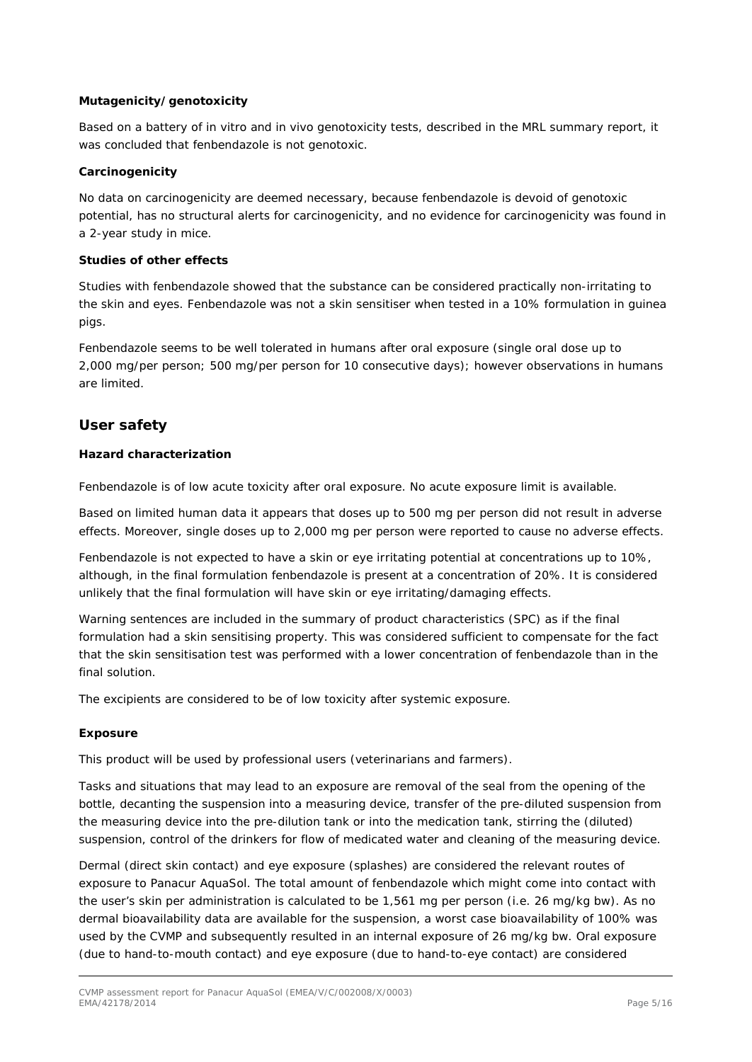**Mutagenicity/genotoxicity**

Based on a battery of in vitro and in vivo genotoxicity tests, described in the MRL summary report, it was concluded that fenbendazole is not genotoxic.

**Carcinogenicity**

No data on carcinogenicity are deemed necessary, because fenbendazole is devoid of genotoxic potential, has no structural alerts for carcinogenicity, and no evidence for carcinogenicity was found in a 2-year study in mice.

**Studies of other effects**

Studies with fenbendazole showed that the substance can be considered practically non-irritating to the skin and eyes. Fenbendazole was not a skin sensitiser when tested in a 10% formulation in guinea pigs.

Fenbendazole seems to be well tolerated in humans after oral exposure (single oral dose up to 2,000 mg/per person; 500 mg/per person for 10 consecutive days); however observations in humans are limited.

## User safety

**Hazard characterization**

Fenbendazole is of low acute toxicity after oral exposure. No acute exposure limit is available.

Based on limited human data it appears that doses up to 500 mg per person did not result in adverse effects. Moreover, single doses up to 2,000 mg per person were reported to cause no adverse effects.

Fenbendazole is not expected to have a skin or eye irritating potential at concentrations up to 10%, although, in the final formulation fenbendazole is present at a concentration of 20%. It is considered unlikely that the final formulation will have skin or eye irritating/damaging effects.

Warning sentences are included in the summary of product characteristics (SPC) as if the final formulation had a skin sensitising property. This was considered sufficient to compensate for the fact that the skin sensitisation test was performed with a lower concentration of fenbendazole than in the final solution.

The excipients are considered to be of low toxicity after systemic exposure.

**Exposure**

This product will be used by professional users (veterinarians and farmers).

Tasks and situations that may lead to an exposure are removal of the seal from the opening of the bottle, decanting the suspension into a measuring device, transfer of the pre-diluted suspension from the measuring device into the pre-dilution tank or into the medication tank, stirring the (diluted) suspension, control of the drinkers for flow of medicated water and cleaning of the measuring device.

Dermal (direct skin contact) and eye exposure (splashes) are considered the relevant routes of exposure to Panacur AquaSol. The total amount of fenbendazole which might come into contact with the user's skin per administration is calculated to be 1,561 mg per person (i.e. 26 mg/kg bw). As no dermal bioavailability data are available for the suspension, a worst case bioavailability of 100% was used by the CVMP and subsequently resulted in an internal exposure of 26 mg/kg bw. Oral exposure (due to hand-to-mouth contact) and eye exposure (due to hand-to-eye contact) are considered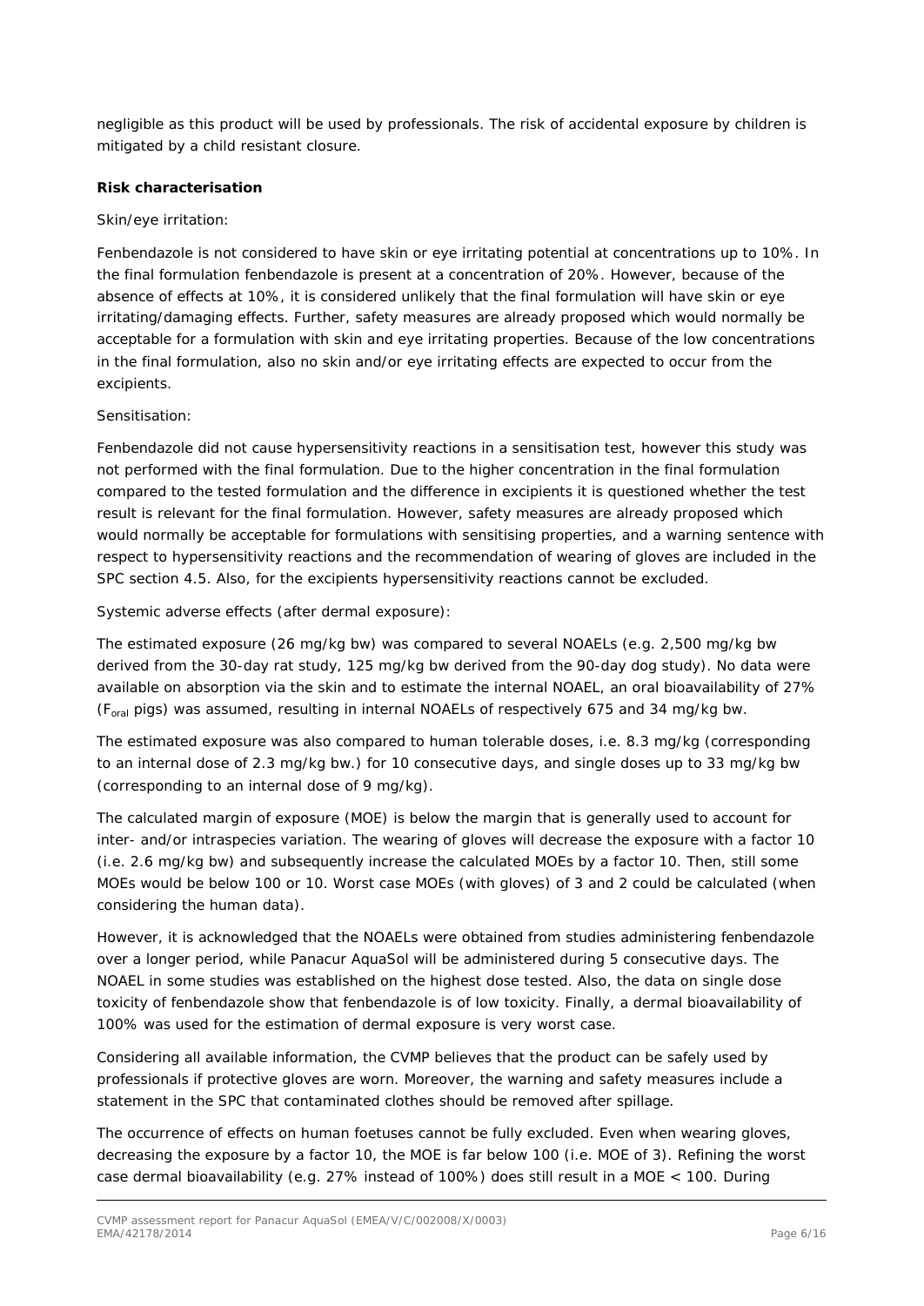negligible as this product will be used by professionals. The risk of accidental exposure by children is mitigated by a child resistant closure.

**Risk characterisation**

Skin/eye irritation:

Fenbendazole is not considered to have skin or eye irritating potential at concentrations up to 10%. In the final formulation fenbendazole is present at a concentration of 20%. However, because of the absence of effects at 10%, it is considered unlikely that the final formulation will have skin or eye irritating/damaging effects. Further, safety measures are already proposed which would normally be acceptable for a formulation with skin and eye irritating properties. Because of the low concentrations in the final formulation, also no skin and/or eye irritating effects are expected to occur from the excipients.

Sensitisation:

Fenbendazole did not cause hypersensitivity reactions in a sensitisation test, however this study was not performed with the final formulation. Due to the higher concentration in the final formulation compared to the tested formulation and the difference in excipients it is questioned whether the test result is relevant for the final formulation. However, safety measures are already proposed which would normally be acceptable for formulations with sensitising properties, and a warning sentence with respect to hypersensitivity reactions and the recommendation of wearing of gloves are included in the SPC section 4.5. Also, for the excipients hypersensitivity reactions cannot be excluded.

Systemic adverse effects (after dermal exposure):

The estimated exposure (26 mg/kg bw) was compared to several NOAELs (e.g. 2,500 mg/kg bw derived from the 30-day rat study, 125 mg/kg bw derived from the 90-day dog study). No data were available on absorption via the skin and to estimate the internal NOAEL, an oral bioavailability of 27% ($F_{oral}$ pigs) was assumed, resulting in internal NOAELs of respectively 675 and 34 mg/kg bw.

The estimated exposure was also compared to human tolerable doses, i.e. 8.3 mg/kg (corresponding to an internal dose of 2.3 mg/kg bw.) for 10 consecutive days, and single doses up to 33 mg/kg bw (corresponding to an internal dose of 9 mg/kg).

The calculated margin of exposure (MOE) is below the margin that is generally used to account for inter- and/or intraspecies variation. The wearing of gloves will decrease the exposure with a factor 10 (i.e. 2.6 mg/kg bw) and subsequently increase the calculated MOEs by a factor 10. Then, still some MOEs would be below 100 or 10. Worst case MOEs (with gloves) of 3 and 2 could be calculated (when considering the human data).

However, it is acknowledged that the NOAELs were obtained from studies administering fenbendazole over a longer period, while Panacur AquaSol will be administered during 5 consecutive days. The NOAEL in some studies was established on the highest dose tested. Also, the data on single dose toxicity of fenbendazole show that fenbendazole is of low toxicity. Finally, a dermal bioavailability of 100% was used for the estimation of dermal exposure is very worst case.

Considering all available information, the CVMP believes that the product can be safely used by professionals if protective gloves are worn. Moreover, the warning and safety measures include a statement in the SPC that contaminated clothes should be removed after spillage.

The occurrence of effects on human foetuses cannot be fully excluded. Even when wearing gloves, decreasing the exposure by a factor 10, the MOE is far below 100 (i.e. MOE of 3). Refining the worst case dermal bioavailability (e.g. 27% instead of 100%) does still result in a MOE < 100. During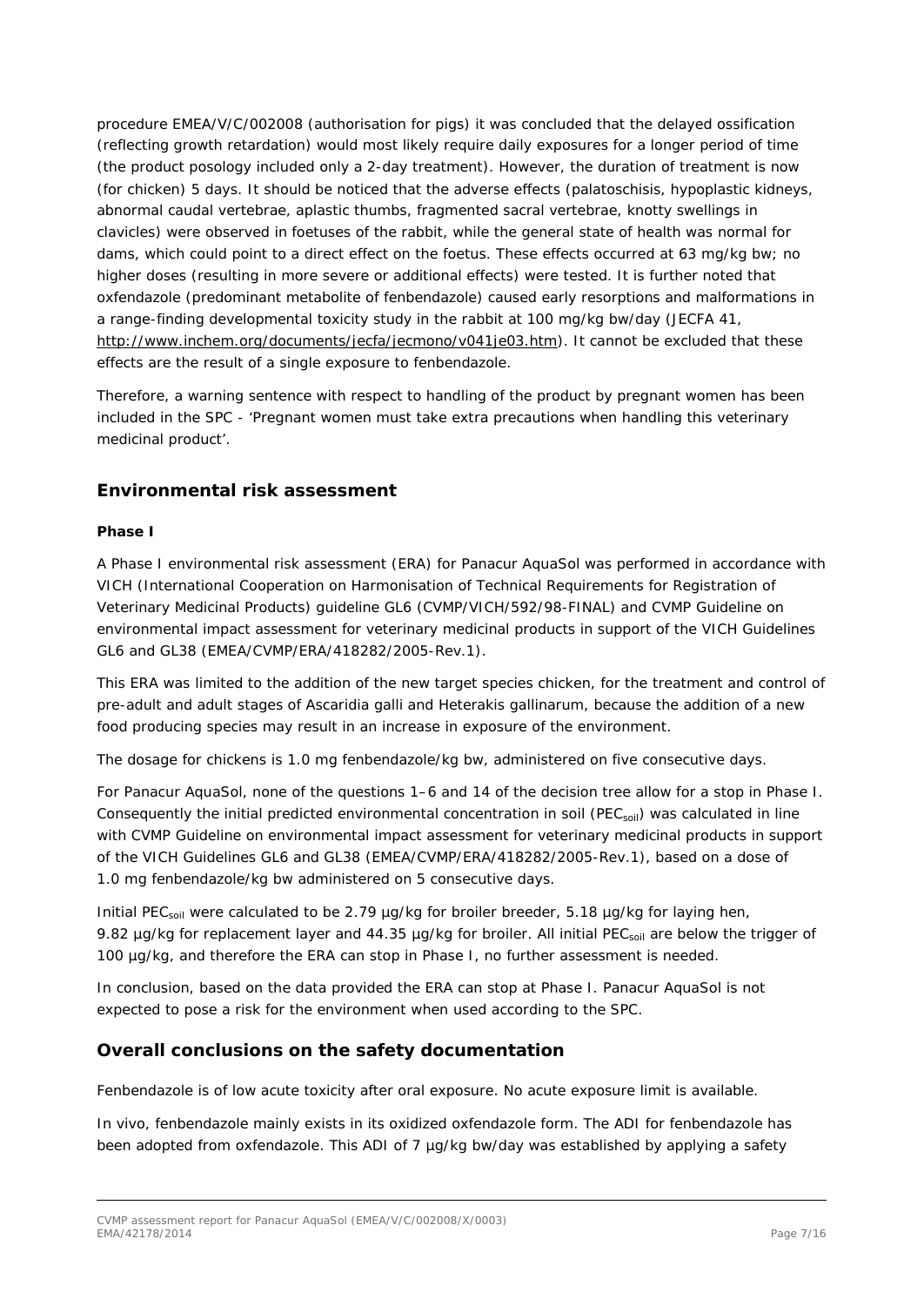procedure EMEA/V/C/002008 (authorisation for pigs) it was concluded that the delayed ossification (reflecting growth retardation) would most likely require daily exposures for a longer period of time (the product posology included only a 2-day treatment). However, the duration of treatment is now (for chicken) 5 days. It should be noticed that the adverse effects (palatoschisis, hypoplastic kidneys, abnormal caudal vertebrae, aplastic thumbs, fragmented sacral vertebrae, knotty swellings in clavicles) were observed in foetuses of the rabbit, while the general state of health was normal for dams, which could point to a direct effect on the foetus. These effects occurred at 63 mg/kg bw; no higher doses (resulting in more severe or additional effects) were tested. It is further noted that oxfendazole (predominant metabolite of fenbendazole) caused early resorptions and malformations in a range-finding developmental toxicity study in the rabbit at 100 mg/kg bw/day (JECFA 41, http://www.inchem.org/documents/jecfa/jecmono/v041je03.htm). It cannot be excluded that these effects are the result of a single exposure to fenbendazole.

Therefore, a warning sentence with respect to handling of the product by pregnant women has been included in the SPC - 'Pregnant women must take extra precautions when handling this veterinary medicinal product'.

## Environmental risk assessment

### Phase I

A Phase I environmental risk assessment (ERA) for Panacur AquaSol was performed in accordance with VICH (International Cooperation on Harmonisation of Technical Requirements for Registration of Veterinary Medicinal Products) guideline GL6 (CVMP/VICH/592/98-FINAL) and CVMP Guideline on environmental impact assessment for veterinary medicinal products in support of the VICH Guidelines GL6 and GL38 (EMEA/CVMP/ERA/418282/2005-Rev.1).

This ERA was limited to the addition of the new target species chicken, for the treatment and control of pre-adult and adult stages of Ascaridia galli and Heterakis gallinarum, because the addition of a new food producing species may result in an increase in exposure of the environment.

The dosage for chickens is 1.0 mg fenbendazole/kg bw, administered on five consecutive days.

For Panacur AquaSol, none of the questions 1–6 and 14 of the decision tree allow for a stop in Phase I. Consequently the initial predicted environmental concentration in soil ($PEC_{soil}$) was calculated in line with CVMP Guideline on environmental impact assessment for veterinary medicinal products in support of the VICH Guidelines GL6 and GL38 (EMEA/CVMP/ERA/418282/2005-Rev.1), based on a dose of 1.0 mg fenbendazole/kg bw administered on 5 consecutive days.

Initial $PEC_{soil}$ were calculated to be 2.79 µg/kg for broiler breeder, 5.18 µg/kg for laying hen, 9.82 µg/kg for replacement layer and 44.35 µg/kg for broiler. All initial $PEC_{soil}$ are below the trigger of 100 µg/kg, and therefore the ERA can stop in Phase I, no further assessment is needed.

In conclusion, based on the data provided the ERA can stop at Phase I. Panacur AquaSol is not expected to pose a risk for the environment when used according to the SPC.

## Overall conclusions on the safety documentation

Fenbendazole is of low acute toxicity after oral exposure. No acute exposure limit is available.

In vivo, fenbendazole mainly exists in its oxidized oxfendazole form. The ADI for fenbendazole has been adopted from oxfendazole. This ADI of 7 µg/kg bw/day was established by applying a safety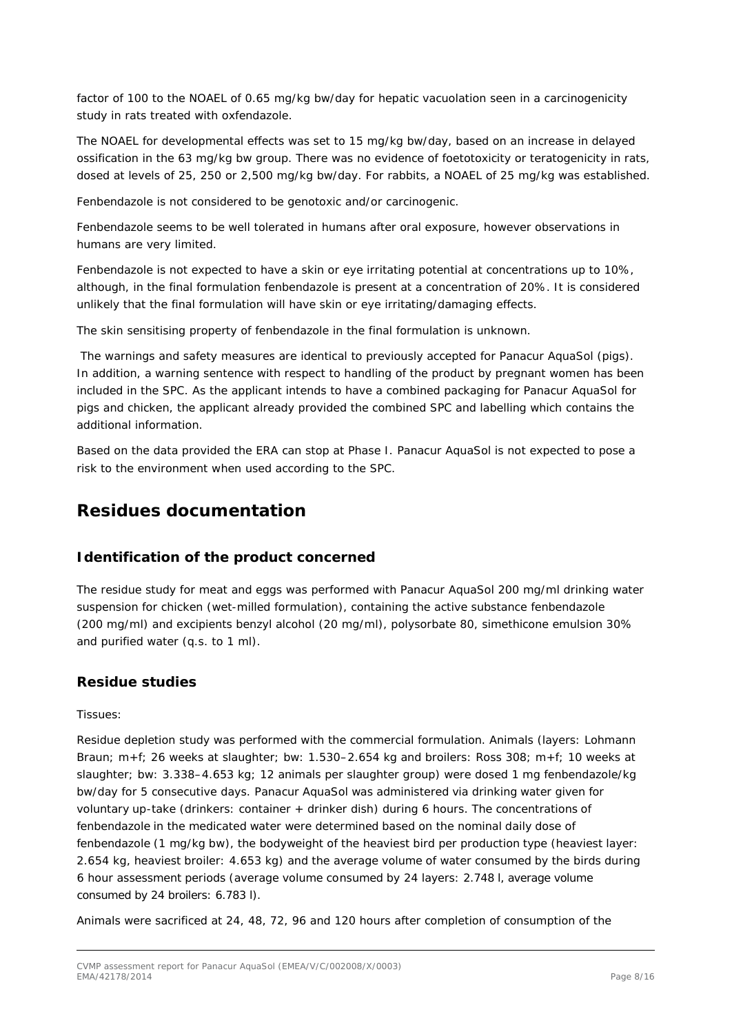factor of 100 to the NOAEL of 0.65 mg/kg bw/day for hepatic vacuolation seen in a carcinogenicity study in rats treated with oxfendazole.

The NOAEL for developmental effects was set to 15 mg/kg bw/day, based on an increase in delayed ossification in the 63 mg/kg bw group. There was no evidence of foetotoxicity or teratogenicity in rats, dosed at levels of 25, 250 or 2,500 mg/kg bw/day. For rabbits, a NOAEL of 25 mg/kg was established.

Fenbendazole is not considered to be genotoxic and/or carcinogenic.

Fenbendazole seems to be well tolerated in humans after oral exposure, however observations in humans are very limited.

Fenbendazole is not expected to have a skin or eye irritating potential at concentrations up to 10%, although, in the final formulation fenbendazole is present at a concentration of 20%. It is considered unlikely that the final formulation will have skin or eye irritating/damaging effects.

The skin sensitising property of fenbendazole in the final formulation is unknown.

The warnings and safety measures are identical to previously accepted for Panacur AquaSol (pigs). In addition, a warning sentence with respect to handling of the product by pregnant women has been included in the SPC. As the applicant intends to have a combined packaging for Panacur AquaSol for pigs and chicken, the applicant already provided the combined SPC and labelling which contains the additional information.

Based on the data provided the ERA can stop at Phase I. Panacur AquaSol is not expected to pose a risk to the environment when used according to the SPC.

# Residues documentation

## Identification of the product concerned

The residue study for meat and eggs was performed with Panacur AquaSol 200 mg/ml drinking water suspension for chicken (wet-milled formulation), containing the active substance fenbendazole (200 mg/ml) and excipients benzyl alcohol (20 mg/ml), polysorbate 80, simethicone emulsion 30% and purified water (q.s. to 1 ml).

## Residue studies

Tissues:

Residue depletion study was performed with the commercial formulation. Animals (layers: Lohmann Braun; m+f; 26 weeks at slaughter; bw: 1.530–2.654 kg and broilers: Ross 308; m+f; 10 weeks at slaughter; bw: 3.338–4.653 kg; 12 animals per slaughter group) were dosed 1 mg fenbendazole/kg bw/day for 5 consecutive days. Panacur AquaSol was administered via drinking water given for voluntary up-take (drinkers: container + drinker dish) during 6 hours. The concentrations of fenbendazole in the medicated water were determined based on the nominal daily dose of fenbendazole (1 mg/kg bw), the bodyweight of the heaviest bird per production type (heaviest layer: 2.654 kg, heaviest broiler: 4.653 kg) and the average volume of water consumed by the birds during 6 hour assessment periods (average volume consumed by 24 layers: 2.748 l, average volume consumed by 24 broilers: 6.783 l).

Animals were sacrificed at 24, 48, 72, 96 and 120 hours after completion of consumption of the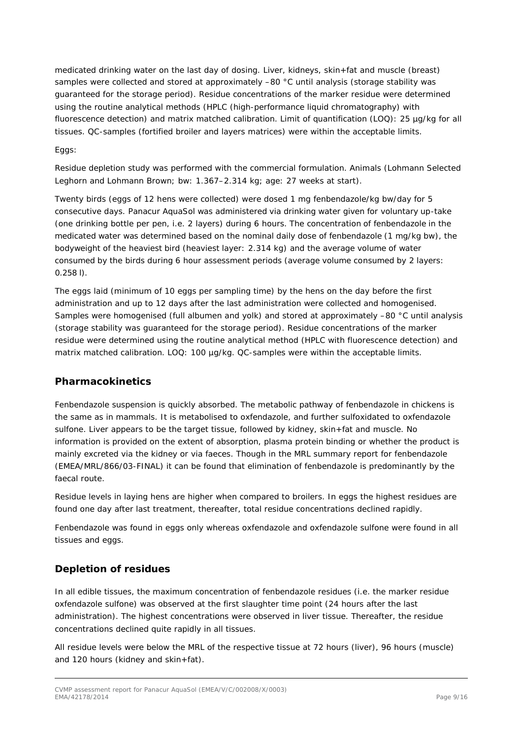medicated drinking water on the last day of dosing. Liver, kidneys, skin+fat and muscle (breast) samples were collected and stored at approximately –80 °C until analysis (storage stability was guaranteed for the storage period). Residue concentrations of the marker residue were determined using the routine analytical methods (HPLC (high-performance liquid chromatography) with fluorescence detection) and matrix matched calibration. Limit of quantification (LOQ): 25 µg/kg for all tissues. QC-samples (fortified broiler and layers matrices) were within the acceptable limits.

Eggs:

Residue depletion study was performed with the commercial formulation. Animals (Lohmann Selected Leghorn and Lohmann Brown; bw: 1.367–2.314 kg; age: 27 weeks at start).

Twenty birds (eggs of 12 hens were collected) were dosed 1 mg fenbendazole/kg bw/day for 5 consecutive days. Panacur AquaSol was administered via drinking water given for voluntary up-take (one drinking bottle per pen, i.e. 2 layers) during 6 hours. The concentration of fenbendazole in the medicated water was determined based on the nominal daily dose of fenbendazole (1 mg/kg bw), the bodyweight of the heaviest bird (heaviest layer: 2.314 kg) and the average volume of water consumed by the birds during 6 hour assessment periods (average volume consumed by 2 layers: 0.258 l).

The eggs laid (minimum of 10 eggs per sampling time) by the hens on the day before the first administration and up to 12 days after the last administration were collected and homogenised. Samples were homogenised (full albumen and yolk) and stored at approximately –80 °C until analysis (storage stability was guaranteed for the storage period). Residue concentrations of the marker residue were determined using the routine analytical method (HPLC with fluorescence detection) and matrix matched calibration. LOQ: 100 µg/kg. QC-samples were within the acceptable limits.

## Pharmacokinetics

Fenbendazole suspension is quickly absorbed. The metabolic pathway of fenbendazole in chickens is the same as in mammals. It is metabolised to oxfendazole, and further sulfoxidated to oxfendazole sulfone. Liver appears to be the target tissue, followed by kidney, skin+fat and muscle. No information is provided on the extent of absorption, plasma protein binding or whether the product is mainly excreted via the kidney or via faeces. Though in the MRL summary report for fenbendazole (EMEA/MRL/866/03-FINAL) it can be found that elimination of fenbendazole is predominantly by the faecal route.

Residue levels in laying hens are higher when compared to broilers. In eggs the highest residues are found one day after last treatment, thereafter, total residue concentrations declined rapidly.

Fenbendazole was found in eggs only whereas oxfendazole and oxfendazole sulfone were found in all tissues and eggs.

## Depletion of residues

In all edible tissues, the maximum concentration of fenbendazole residues (i.e. the marker residue oxfendazole sulfone) was observed at the first slaughter time point (24 hours after the last administration). The highest concentrations were observed in liver tissue. Thereafter, the residue concentrations declined quite rapidly in all tissues.

All residue levels were below the MRL of the respective tissue at 72 hours (liver), 96 hours (muscle) and 120 hours (kidney and skin+fat).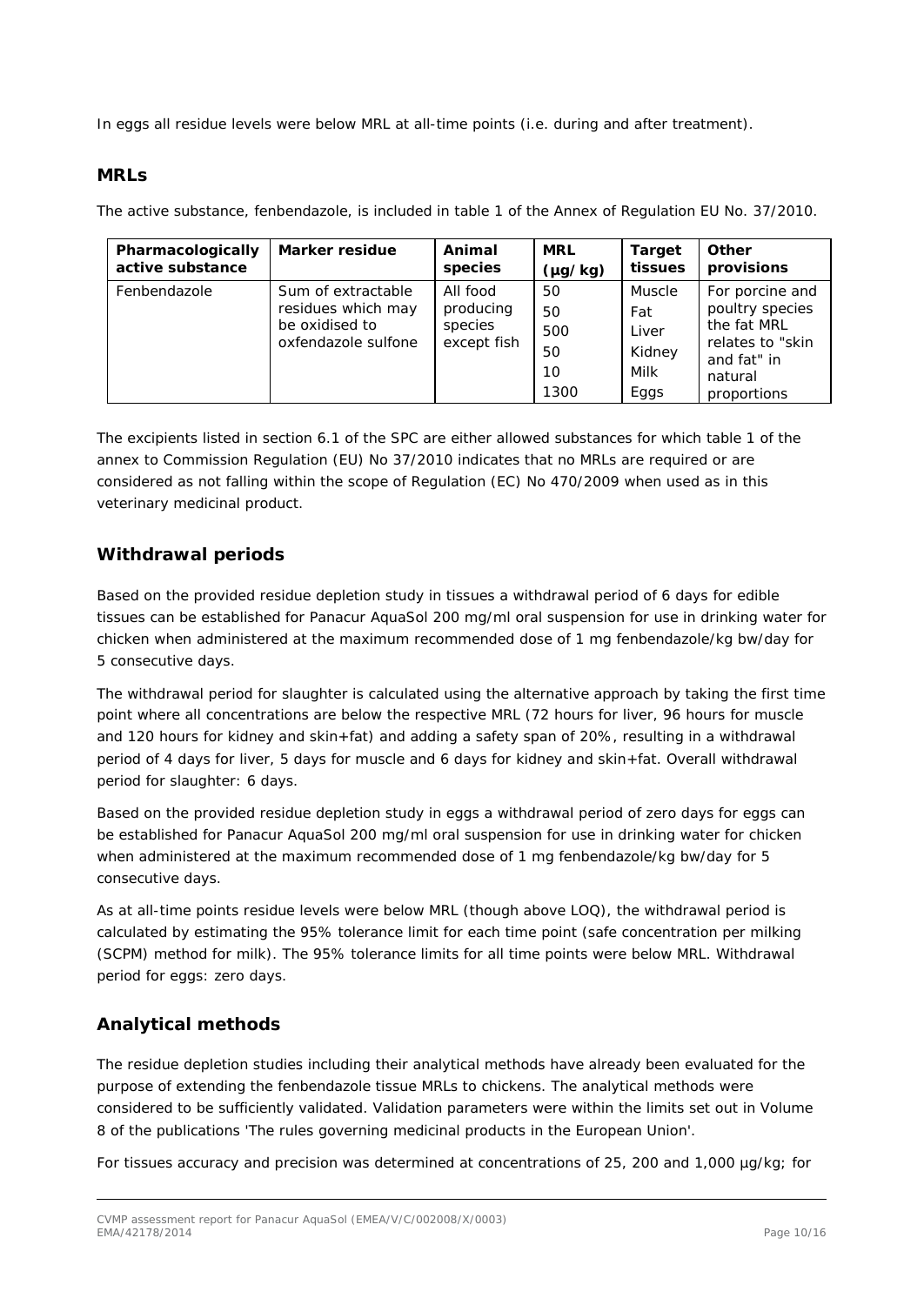In eggs all residue levels were below MRL at all-time points (i.e. during and after treatment).

## MRLs

The active substance, fenbendazole, is included in table 1 of the Annex of Regulation EU No. 37/2010.

| Pharmacologically active substance | Marker residue | Animal species | MRL (µg/kg) | Target tissues | Other provisions |
|---|---|---|---|---|---|
| Fenbendazole | Sum of extractable residues which may be oxidised to oxfendazole sulfone | All food producing species except fish | 50<br>50<br>500<br>50<br>10<br>1300 | Muscle<br>Fat<br>Liver<br>Kidney<br>Milk<br>Eggs | For porcine and poultry species the fat MRL relates to "skin and fat" in natural proportions |

The excipients listed in section 6.1 of the SPC are either allowed substances for which table 1 of the annex to Commission Regulation (EU) No 37/2010 indicates that no MRLs are required or are considered as not falling within the scope of Regulation (EC) No 470/2009 when used as in this veterinary medicinal product.

## Withdrawal periods

Based on the provided residue depletion study in tissues a withdrawal period of 6 days for edible tissues can be established for Panacur AquaSol 200 mg/ml oral suspension for use in drinking water for chicken when administered at the maximum recommended dose of 1 mg fenbendazole/kg bw/day for 5 consecutive days.

The withdrawal period for slaughter is calculated using the alternative approach by taking the first time point where all concentrations are below the respective MRL (72 hours for liver, 96 hours for muscle and 120 hours for kidney and skin+fat) and adding a safety span of 20%, resulting in a withdrawal period of 4 days for liver, 5 days for muscle and 6 days for kidney and skin+fat. Overall withdrawal period for slaughter: 6 days.

Based on the provided residue depletion study in eggs a withdrawal period of zero days for eggs can be established for Panacur AquaSol 200 mg/ml oral suspension for use in drinking water for chicken when administered at the maximum recommended dose of 1 mg fenbendazole/kg bw/day for 5 consecutive days.

As at all-time points residue levels were below MRL (though above LOQ), the withdrawal period is calculated by estimating the 95% tolerance limit for each time point (safe concentration per milking (SCPM) method for milk). The 95% tolerance limits for all time points were below MRL. Withdrawal period for eggs: zero days.

## Analytical methods

The residue depletion studies including their analytical methods have already been evaluated for the purpose of extending the fenbendazole tissue MRLs to chickens. The analytical methods were considered to be sufficiently validated. Validation parameters were within the limits set out in Volume 8 of the publications 'The rules governing medicinal products in the European Union'.

For tissues accuracy and precision was determined at concentrations of 25, 200 and 1,000 µg/kg; for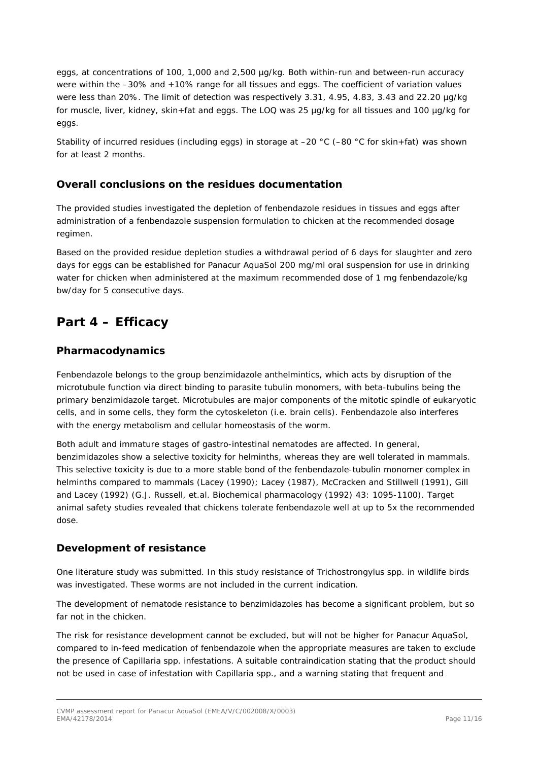eggs, at concentrations of 100, 1,000 and 2,500 µg/kg. Both within-run and between-run accuracy were within the –30% and +10% range for all tissues and eggs. The coefficient of variation values were less than 20%. The limit of detection was respectively 3.31, 4.95, 4.83, 3.43 and 22.20 µg/kg for muscle, liver, kidney, skin+fat and eggs. The LOQ was 25 µg/kg for all tissues and 100 µg/kg for eggs.

Stability of incurred residues (including eggs) in storage at –20 °C (–80 °C for skin+fat) was shown for at least 2 months.

## Overall conclusions on the residues documentation

The provided studies investigated the depletion of fenbendazole residues in tissues and eggs after administration of a fenbendazole suspension formulation to chicken at the recommended dosage regimen.

Based on the provided residue depletion studies a withdrawal period of 6 days for slaughter and zero days for eggs can be established for Panacur AquaSol 200 mg/ml oral suspension for use in drinking water for chicken when administered at the maximum recommended dose of 1 mg fenbendazole/kg bw/day for 5 consecutive days.

# Part 4 – Efficacy

## Pharmacodynamics

Fenbendazole belongs to the group benzimidazole anthelmintics, which acts by disruption of the microtubule function via direct binding to parasite tubulin monomers, with beta-tubulins being the primary benzimidazole target. Microtubules are major components of the mitotic spindle of eukaryotic cells, and in some cells, they form the cytoskeleton (i.e. brain cells). Fenbendazole also interferes with the energy metabolism and cellular homeostasis of the worm.

Both adult and immature stages of gastro-intestinal nematodes are affected. In general, benzimidazoles show a selective toxicity for helminths, whereas they are well tolerated in mammals. This selective toxicity is due to a more stable bond of the fenbendazole-tubulin monomer complex in helminths compared to mammals (Lacey (1990); Lacey (1987), McCracken and Stillwell (1991), Gill and Lacey (1992) (G.J. Russell, et.al. Biochemical pharmacology (1992) 43: 1095-1100). Target animal safety studies revealed that chickens tolerate fenbendazole well at up to 5x the recommended dose.

## Development of resistance

One literature study was submitted. In this study resistance of Trichostrongylus spp. in wildlife birds was investigated. These worms are not included in the current indication.

The development of nematode resistance to benzimidazoles has become a significant problem, but so far not in the chicken.

The risk for resistance development cannot be excluded, but will not be higher for Panacur AquaSol, compared to in-feed medication of fenbendazole when the appropriate measures are taken to exclude the presence of Capillaria spp. infestations. A suitable contraindication stating that the product should not be used in case of infestation with Capillaria spp., and a warning stating that frequent and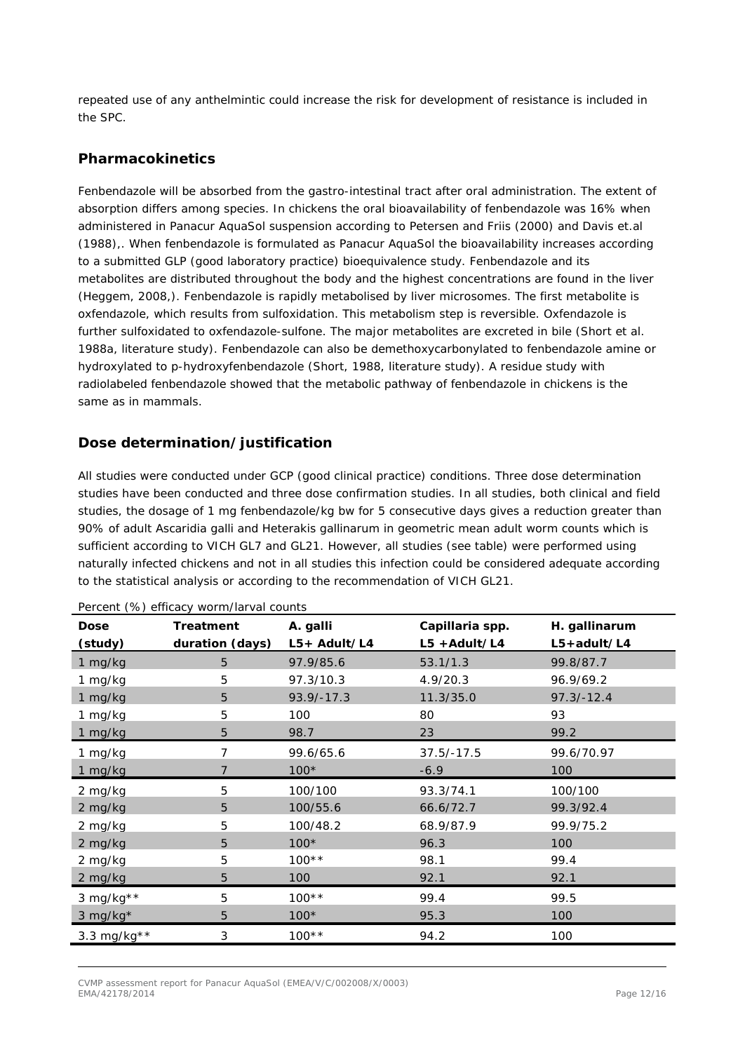repeated use of any anthelmintic could increase the risk for development of resistance is included in the SPC.

## Pharmacokinetics

Fenbendazole will be absorbed from the gastro-intestinal tract after oral administration. The extent of absorption differs among species. In chickens the oral bioavailability of fenbendazole was 16% when administered in Panacur AquaSol suspension according to Petersen and Friis (2000) and Davis et.al (1988),. When fenbendazole is formulated as Panacur AquaSol the bioavailability increases according to a submitted GLP (good laboratory practice) bioequivalence study. Fenbendazole and its metabolites are distributed throughout the body and the highest concentrations are found in the liver (Heggem, 2008,). Fenbendazole is rapidly metabolised by liver microsomes. The first metabolite is oxfendazole, which results from sulfoxidation. This metabolism step is reversible. Oxfendazole is further sulfoxidated to oxfendazole-sulfone. The major metabolites are excreted in bile (Short et al. 1988a, literature study). Fenbendazole can also be demethoxycarbonylated to fenbendazole amine or hydroxylated to p-hydroxyfenbendazole (Short, 1988, literature study). A residue study with radiolabeled fenbendazole showed that the metabolic pathway of fenbendazole in chickens is the same as in mammals.

## Dose determination/justification

All studies were conducted under GCP (good clinical practice) conditions. Three dose determination studies have been conducted and three dose confirmation studies. In all studies, both clinical and field studies, the dosage of 1 mg fenbendazole/kg bw for 5 consecutive days gives a reduction greater than 90% of adult Ascaridia galli and Heterakis gallinarum in geometric mean adult worm counts which is sufficient according to VICH GL7 and GL21. However, all studies (see table) were performed using naturally infected chickens and not in all studies this infection could be considered adequate according to the statistical analysis or according to the recommendation of VICH GL21.

Percent (%) efficacy worm/larval counts

| Dose (study) | Treatment duration (days) | A. galli L5+ Adult/L4 | Capillaria spp. L5 +Adult/L4 | H. gallinarum L5+adult/L4 |
|---|---|---|---|---|
| 1 mg/kg | 5 | 97.9/85.6 | 53.1/1.3 | 99.8/87.7 |
| 1 mg/kg | 5 | 97.3/10.3 | 4.9/20.3 | 96.9/69.2 |
| 1 mg/kg | 5 | 93.9/-17.3 | 11.3/35.0 | 97.3/-12.4 |
| 1 mg/kg | 5 | 100 | 80 | 93 |
| 1 mg/kg | 5 | 98.7 | 23 | 99.2 |
| 1 mg/kg | 7 | 99.6/65.6 | 37.5/-17.5 | 99.6/70.97 |
| 1 mg/kg | 7 | 100* | -6.9 | 100 |
| 2 mg/kg | 5 | 100/100 | 93.3/74.1 | 100/100 |
| 2 mg/kg | 5 | 100/55.6 | 66.6/72.7 | 99.3/92.4 |
| 2 mg/kg | 5 | 100/48.2 | 68.9/87.9 | 99.9/75.2 |
| 2 mg/kg | 5 | 100* | 96.3 | 100 |
| 2 mg/kg | 5 | 100** | 98.1 | 99.4 |
| 2 mg/kg | 5 | 100 | 92.1 | 92.1 |
| 3 mg/kg** | 5 | 100** | 99.4 | 99.5 |
| 3 mg/kg* | 5 | 100* | 95.3 | 100 |
| 3.3 mg/kg** | 3 | 100** | 94.2 | 100 |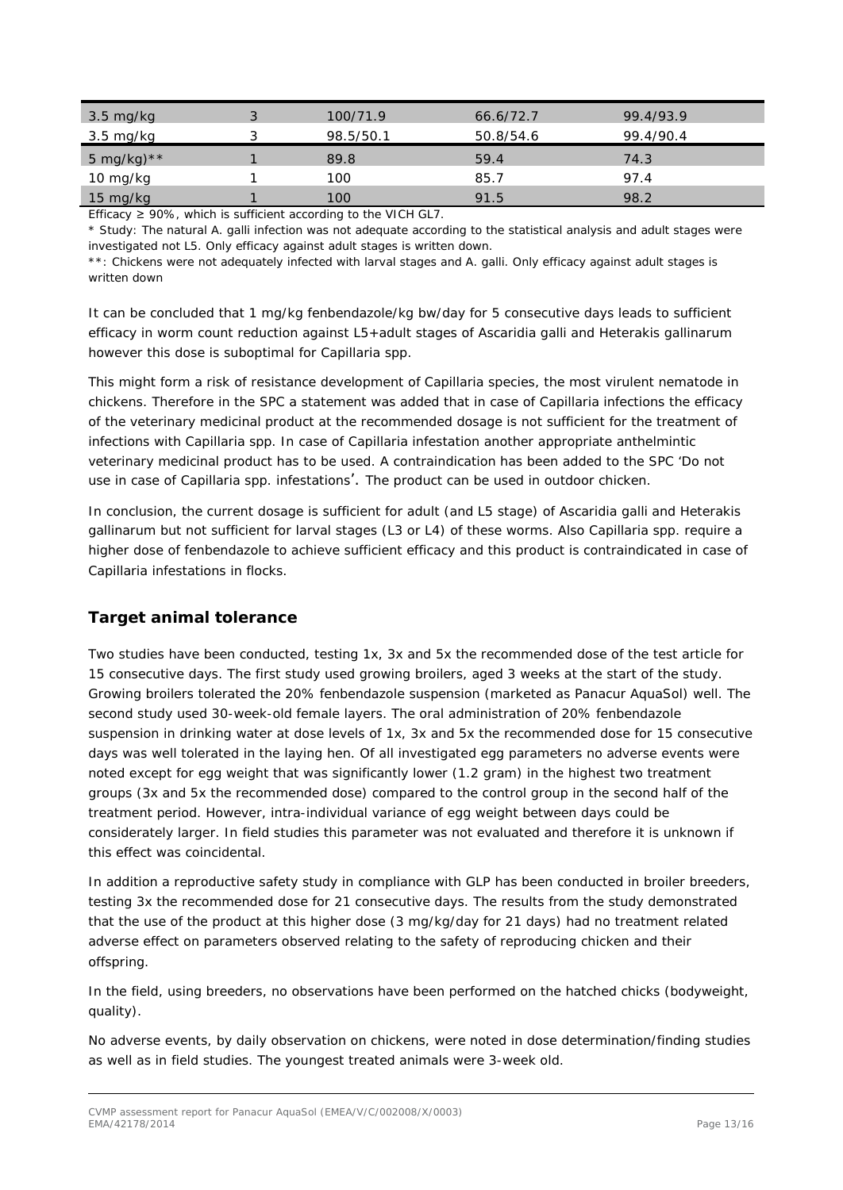| | | | | |
|---|---|---|---|---|
| 3.5 mg/kg | 3 | 100/71.9 | 66.6/72.7 | 99.4/93.9 |
| 3.5 mg/kg | 3 | 98.5/50.1 | 50.8/54.6 | 99.4/90.4 |
| 5 mg/kg)** | 1 | 89.8 | 59.4 | 74.3 |
| 10 mg/kg | 1 | 100 | 85.7 | 97.4 |
| 15 mg/kg | 1 | 100 | 91.5 | 98.2 |

Efficacy ≥ 90%, which is sufficient according to the VICH GL7.

* Study: The natural A. galli infection was not adequate according to the statistical analysis and adult stages were investigated not L5. Only efficacy against adult stages is written down.

**: Chickens were not adequately infected with larval stages and A. galli. Only efficacy against adult stages is written down

It can be concluded that 1 mg/kg fenbendazole/kg bw/day for 5 consecutive days leads to sufficient efficacy in worm count reduction against L5+adult stages of Ascaridia galli and Heterakis gallinarum however this dose is suboptimal for Capillaria spp.

This might form a risk of resistance development of Capillaria species, the most virulent nematode in chickens. Therefore in the SPC a statement was added that in case of Capillaria infections the efficacy of the veterinary medicinal product at the recommended dosage is not sufficient for the treatment of infections with Capillaria spp. In case of Capillaria infestation another appropriate anthelmintic veterinary medicinal product has to be used. A contraindication has been added to the SPC 'Do not use in case of Capillaria spp. infestations'. The product can be used in outdoor chicken.

In conclusion, the current dosage is sufficient for adult (and L5 stage) of Ascaridia galli and Heterakis gallinarum but not sufficient for larval stages (L3 or L4) of these worms. Also Capillaria spp. require a higher dose of fenbendazole to achieve sufficient efficacy and this product is contraindicated in case of Capillaria infestations in flocks.

## Target animal tolerance

Two studies have been conducted, testing 1x, 3x and 5x the recommended dose of the test article for 15 consecutive days. The first study used growing broilers, aged 3 weeks at the start of the study. Growing broilers tolerated the 20% fenbendazole suspension (marketed as Panacur AquaSol) well. The second study used 30-week-old female layers. The oral administration of 20% fenbendazole suspension in drinking water at dose levels of 1x, 3x and 5x the recommended dose for 15 consecutive days was well tolerated in the laying hen. Of all investigated egg parameters no adverse events were noted except for egg weight that was significantly lower (1.2 gram) in the highest two treatment groups (3x and 5x the recommended dose) compared to the control group in the second half of the treatment period. However, intra-individual variance of egg weight between days could be considerately larger. In field studies this parameter was not evaluated and therefore it is unknown if this effect was coincidental.

In addition a reproductive safety study in compliance with GLP has been conducted in broiler breeders, testing 3x the recommended dose for 21 consecutive days. The results from the study demonstrated that the use of the product at this higher dose (3 mg/kg/day for 21 days) had no treatment related adverse effect on parameters observed relating to the safety of reproducing chicken and their offspring.

In the field, using breeders, no observations have been performed on the hatched chicks (bodyweight, quality).

No adverse events, by daily observation on chickens, were noted in dose determination/finding studies as well as in field studies. The youngest treated animals were 3-week old.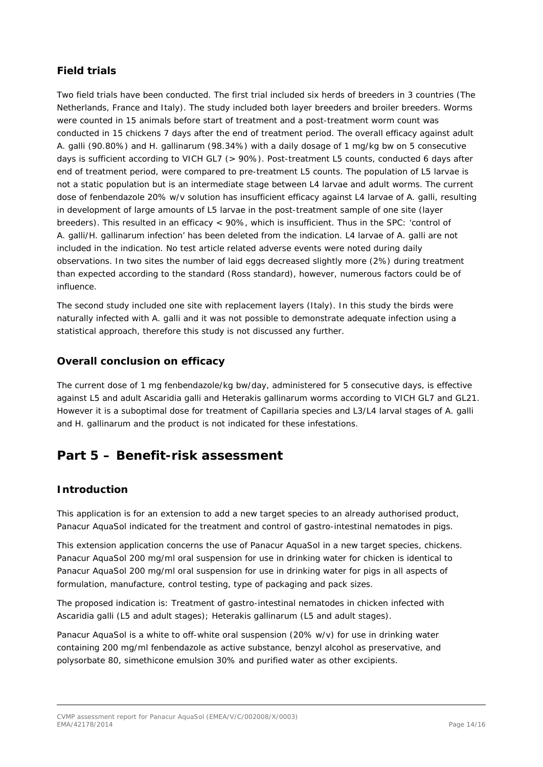### Field trials

Two field trials have been conducted. The first trial included six herds of breeders in 3 countries (The Netherlands, France and Italy). The study included both layer breeders and broiler breeders. Worms were counted in 15 animals before start of treatment and a post-treatment worm count was conducted in 15 chickens 7 days after the end of treatment period. The overall efficacy against adult A. galli (90.80%) and H. gallinarum (98.34%) with a daily dosage of 1 mg/kg bw on 5 consecutive days is sufficient according to VICH GL7 (> 90%). Post-treatment L5 counts, conducted 6 days after end of treatment period, were compared to pre-treatment L5 counts. The population of L5 larvae is not a static population but is an intermediate stage between L4 larvae and adult worms. The current dose of fenbendazole 20% w/v solution has insufficient efficacy against L4 larvae of A. galli, resulting in development of large amounts of L5 larvae in the post-treatment sample of one site (layer breeders). This resulted in an efficacy < 90%, which is insufficient. Thus in the SPC: 'control of A. galli/H. gallinarum infection' has been deleted from the indication. L4 larvae of A. galli are not included in the indication. No test article related adverse events were noted during daily observations. In two sites the number of laid eggs decreased slightly more (2%) during treatment than expected according to the standard (Ross standard), however, numerous factors could be of influence.

The second study included one site with replacement layers (Italy). In this study the birds were naturally infected with A. galli and it was not possible to demonstrate adequate infection using a statistical approach, therefore this study is not discussed any further.

### Overall conclusion on efficacy

The current dose of 1 mg fenbendazole/kg bw/day, administered for 5 consecutive days, is effective against L5 and adult Ascaridia galli and Heterakis gallinarum worms according to VICH GL7 and GL21. However it is a suboptimal dose for treatment of Capillaria species and L3/L4 larval stages of A. galli and H. gallinarum and the product is not indicated for these infestations.

## Part 5 – Benefit-risk assessment

### Introduction

This application is for an extension to add a new target species to an already authorised product, Panacur AquaSol indicated for the treatment and control of gastro-intestinal nematodes in pigs.

This extension application concerns the use of Panacur AquaSol in a new target species, chickens. Panacur AquaSol 200 mg/ml oral suspension for use in drinking water for chicken is identical to Panacur AquaSol 200 mg/ml oral suspension for use in drinking water for pigs in all aspects of formulation, manufacture, control testing, type of packaging and pack sizes.

The proposed indication is: Treatment of gastro-intestinal nematodes in chicken infected with Ascaridia galli (L5 and adult stages); Heterakis gallinarum (L5 and adult stages).

Panacur AquaSol is a white to off-white oral suspension (20% w/v) for use in drinking water containing 200 mg/ml fenbendazole as active substance, benzyl alcohol as preservative, and polysorbate 80, simethicone emulsion 30% and purified water as other excipients.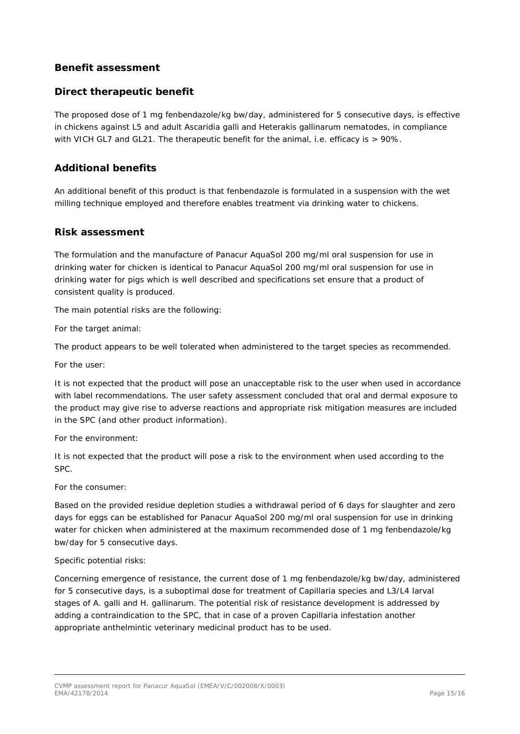### Benefit assessment

### Direct therapeutic benefit

The proposed dose of 1 mg fenbendazole/kg bw/day, administered for 5 consecutive days, is effective in chickens against L5 and adult Ascaridia galli and Heterakis gallinarum nematodes, in compliance with VICH GL7 and GL21. The therapeutic benefit for the animal, i.e. efficacy is > 90%.

### Additional benefits

An additional benefit of this product is that fenbendazole is formulated in a suspension with the wet milling technique employed and therefore enables treatment via drinking water to chickens.

### Risk assessment

The formulation and the manufacture of Panacur AquaSol 200 mg/ml oral suspension for use in drinking water for chicken is identical to Panacur AquaSol 200 mg/ml oral suspension for use in drinking water for pigs which is well described and specifications set ensure that a product of consistent quality is produced.

The main potential risks are the following:

For the target animal:

The product appears to be well tolerated when administered to the target species as recommended.

For the user:

It is not expected that the product will pose an unacceptable risk to the user when used in accordance with label recommendations. The user safety assessment concluded that oral and dermal exposure to the product may give rise to adverse reactions and appropriate risk mitigation measures are included in the SPC (and other product information).

For the environment:

It is not expected that the product will pose a risk to the environment when used according to the SPC.

For the consumer:

Based on the provided residue depletion studies a withdrawal period of 6 days for slaughter and zero days for eggs can be established for Panacur AquaSol 200 mg/ml oral suspension for use in drinking water for chicken when administered at the maximum recommended dose of 1 mg fenbendazole/kg bw/day for 5 consecutive days.

Specific potential risks:

Concerning emergence of resistance, the current dose of 1 mg fenbendazole/kg bw/day, administered for 5 consecutive days, is a suboptimal dose for treatment of Capillaria species and L3/L4 larval stages of A. galli and H. gallinarum. The potential risk of resistance development is addressed by adding a contraindication to the SPC, that in case of a proven Capillaria infestation another appropriate anthelmintic veterinary medicinal product has to be used.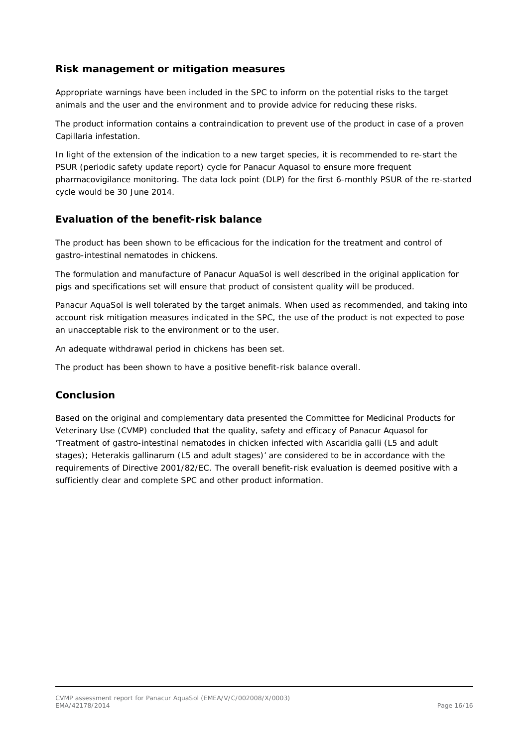## Risk management or mitigation measures

Appropriate warnings have been included in the SPC to inform on the potential risks to the target animals and the user and the environment and to provide advice for reducing these risks.

The product information contains a contraindication to prevent use of the product in case of a proven Capillaria infestation.

In light of the extension of the indication to a new target species, it is recommended to re-start the PSUR (periodic safety update report) cycle for Panacur Aquasol to ensure more frequent pharmacovigilance monitoring. The data lock point (DLP) for the first 6-monthly PSUR of the re-started cycle would be 30 June 2014.

## Evaluation of the benefit-risk balance

The product has been shown to be efficacious for the indication for the treatment and control of gastro-intestinal nematodes in chickens.

The formulation and manufacture of Panacur AquaSol is well described in the original application for pigs and specifications set will ensure that product of consistent quality will be produced.

Panacur AquaSol is well tolerated by the target animals. When used as recommended, and taking into account risk mitigation measures indicated in the SPC, the use of the product is not expected to pose an unacceptable risk to the environment or to the user.

An adequate withdrawal period in chickens has been set.

The product has been shown to have a positive benefit-risk balance overall.

## Conclusion

Based on the original and complementary data presented the Committee for Medicinal Products for Veterinary Use (CVMP) concluded that the quality, safety and efficacy of Panacur Aquasol for 'Treatment of gastro-intestinal nematodes in chicken infected with Ascaridia galli (L5 and adult stages); Heterakis gallinarum (L5 and adult stages)' are considered to be in accordance with the requirements of Directive 2001/82/EC. The overall benefit-risk evaluation is deemed positive with a sufficiently clear and complete SPC and other product information.